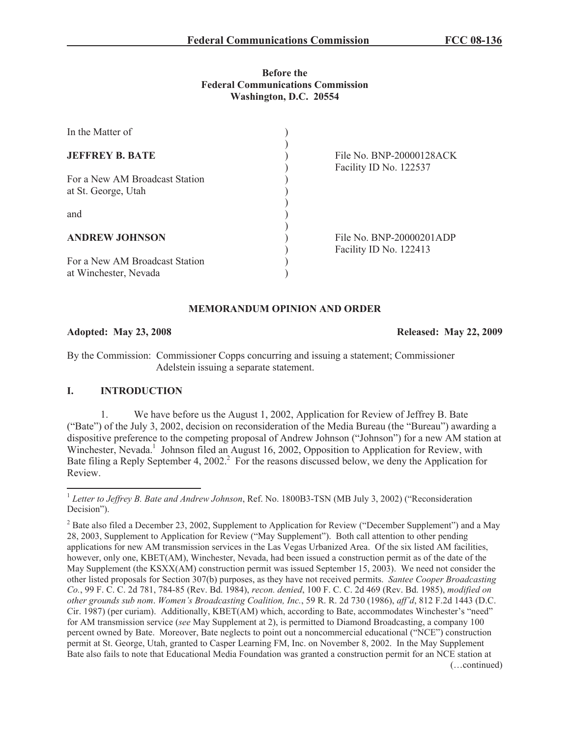**Before the**
**Federal Communications Commission**
**Washington, D.C. 20554**

| | | |
|---|---|---|
| In the Matter of | ) | |
| | ) | |
| **JEFFREY B. BATE** | ) | File No. BNP-20000128ACK |
| | ) | Facility ID No. 122537 |
| For a New AM Broadcast Station | ) | |
| at St. George, Utah | ) | |
| | ) | |
| and | ) | |
| | ) | |
| **ANDREW JOHNSON** | ) | File No. BNP-20000201ADP |
| | ) | Facility ID No. 122413 |
| For a New AM Broadcast Station | ) | |
| at Winchester, Nevada | ) | |

**MEMORANDUM OPINION AND ORDER**

**Adopted: May 23, 2008** **Released: May 22, 2009**

By the Commission: Commissioner Copps concurring and issuing a statement; Commissioner Adelstein issuing a separate statement.

## I. INTRODUCTION

1. We have before us the August 1, 2002, Application for Review of Jeffrey B. Bate ("Bate") of the July 3, 2002, decision on reconsideration of the Media Bureau (the "Bureau") awarding a dispositive preference to the competing proposal of Andrew Johnson ("Johnson") for a new AM station at Winchester, Nevada.[1] Johnson filed an August 16, 2002, Opposition to Application for Review, with Bate filing a Reply September 4, 2002.[2] For the reasons discussed below, we deny the Application for Review.

---

[1] *Letter to Jeffrey B. Bate and Andrew Johnson*, Ref. No. 1800B3-TSN (MB July 3, 2002) ("Reconsideration Decision").

[2] Bate also filed a December 23, 2002, Supplement to Application for Review ("December Supplement") and a May 28, 2003, Supplement to Application for Review ("May Supplement"). Both call attention to other pending applications for new AM transmission services in the Las Vegas Urbanized Area. Of the six listed AM facilities, however, only one, KBET(AM), Winchester, Nevada, had been issued a construction permit as of the date of the May Supplement (the KSXX(AM) construction permit was issued September 15, 2003). We need not consider the other listed proposals for Section 307(b) purposes, as they have not received permits. *Santee Cooper Broadcasting Co.*, 99 F. C. C. 2d 781, 784-85 (Rev. Bd. 1984), *recon. denied*, 100 F. C. C. 2d 469 (Rev. Bd. 1985), *modified on other grounds sub nom*. *Women's Broadcasting Coalition, Inc.*, 59 R. R. 2d 730 (1986), *aff'd*, 812 F.2d 1443 (D.C. Cir. 1987) (per curiam). Additionally, KBET(AM) which, according to Bate, accommodates Winchester's "need" for AM transmission service (*see* May Supplement at 2), is permitted to Diamond Broadcasting, a company 100 percent owned by Bate. Moreover, Bate neglects to point out a noncommercial educational ("NCE") construction permit at St. George, Utah, granted to Casper Learning FM, Inc. on November 8, 2002. In the May Supplement Bate also fails to note that Educational Media Foundation was granted a construction permit for an NCE station at

(…continued)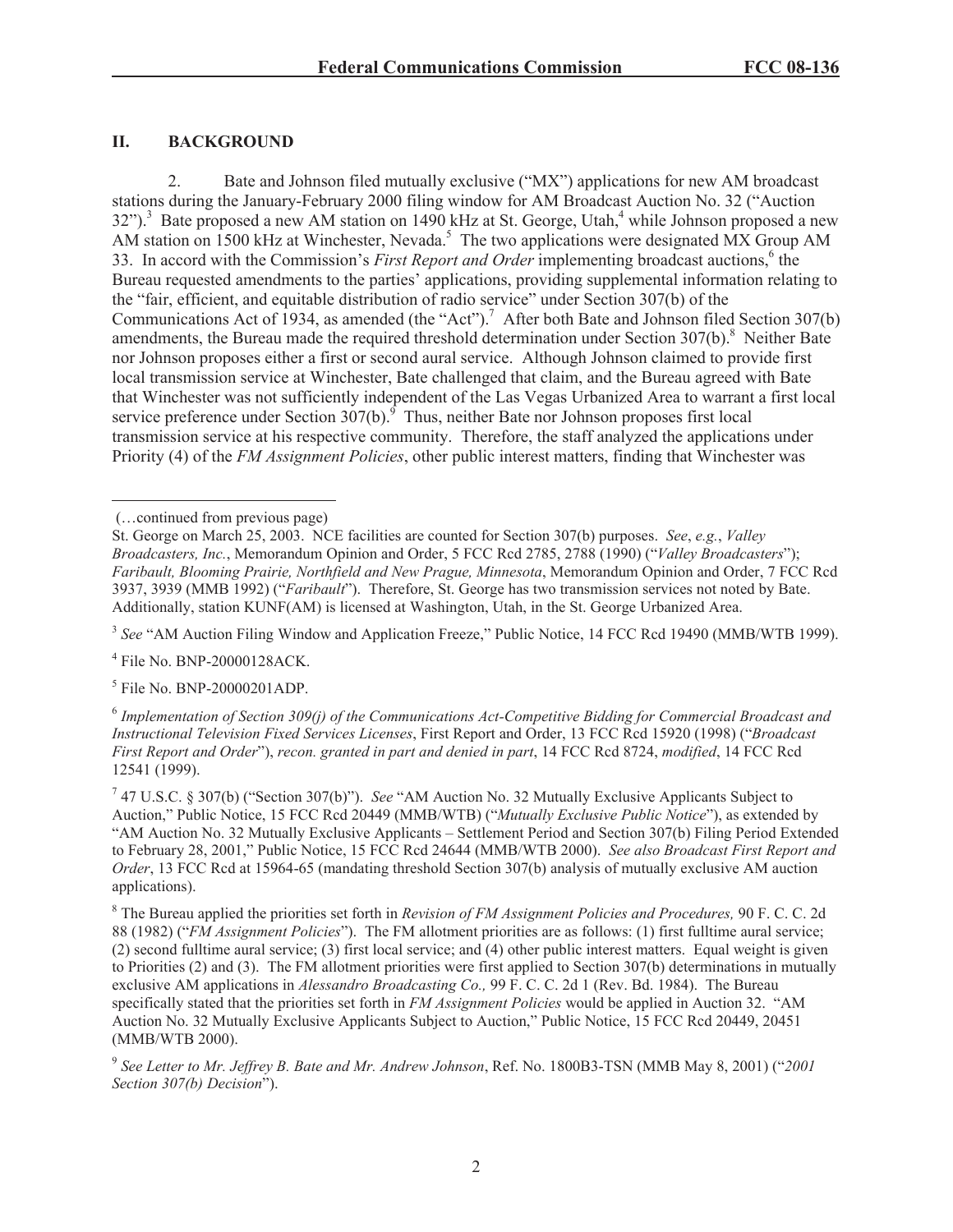## II. BACKGROUND

2. Bate and Johnson filed mutually exclusive ("MX") applications for new AM broadcast stations during the January-February 2000 filing window for AM Broadcast Auction No. 32 ("Auction 32").[3] Bate proposed a new AM station on 1490 kHz at St. George, Utah,[4] while Johnson proposed a new AM station on 1500 kHz at Winchester, Nevada.[5] The two applications were designated MX Group AM 33. In accord with the Commission's *First Report and Order* implementing broadcast auctions,[6] the Bureau requested amendments to the parties' applications, providing supplemental information relating to the "fair, efficient, and equitable distribution of radio service" under Section 307(b) of the Communications Act of 1934, as amended (the "Act").[7] After both Bate and Johnson filed Section 307(b) amendments, the Bureau made the required threshold determination under Section 307(b).[8] Neither Bate nor Johnson proposes either a first or second aural service. Although Johnson claimed to provide first local transmission service at Winchester, Bate challenged that claim, and the Bureau agreed with Bate that Winchester was not sufficiently independent of the Las Vegas Urbanized Area to warrant a first local service preference under Section 307(b).[9] Thus, neither Bate nor Johnson proposes first local transmission service at his respective community. Therefore, the staff analyzed the applications under Priority (4) of the *FM Assignment Policies*, other public interest matters, finding that Winchester was

---

(…continued from previous page)

St. George on March 25, 2003. NCE facilities are counted for Section 307(b) purposes. *See*, *e.g.*, *Valley Broadcasters, Inc.*, Memorandum Opinion and Order, 5 FCC Rcd 2785, 2788 (1990) ("*Valley Broadcasters*"); *Faribault, Blooming Prairie, Northfield and New Prague, Minnesota*, Memorandum Opinion and Order, 7 FCC Rcd 3937, 3939 (MMB 1992) ("*Faribault*"). Therefore, St. George has two transmission services not noted by Bate. Additionally, station KUNF(AM) is licensed at Washington, Utah, in the St. George Urbanized Area.

[3] *See* "AM Auction Filing Window and Application Freeze," Public Notice, 14 FCC Rcd 19490 (MMB/WTB 1999).

[4] File No. BNP-20000128ACK.

[5] File No. BNP-20000201ADP.

[6] *Implementation of Section 309(j) of the Communications Act-Competitive Bidding for Commercial Broadcast and Instructional Television Fixed Services Licenses*, First Report and Order, 13 FCC Rcd 15920 (1998) ("*Broadcast First Report and Order*"), *recon. granted in part and denied in part*, 14 FCC Rcd 8724, *modified*, 14 FCC Rcd 12541 (1999).

[7] 47 U.S.C. § 307(b) ("Section 307(b)"). *See* "AM Auction No. 32 Mutually Exclusive Applicants Subject to Auction," Public Notice, 15 FCC Rcd 20449 (MMB/WTB) ("*Mutually Exclusive Public Notice*"), as extended by "AM Auction No. 32 Mutually Exclusive Applicants – Settlement Period and Section 307(b) Filing Period Extended to February 28, 2001," Public Notice, 15 FCC Rcd 24644 (MMB/WTB 2000). *See also Broadcast First Report and Order*, 13 FCC Rcd at 15964-65 (mandating threshold Section 307(b) analysis of mutually exclusive AM auction applications).

[8] The Bureau applied the priorities set forth in *Revision of FM Assignment Policies and Procedures,* 90 F. C. C. 2d 88 (1982) ("*FM Assignment Policies*"). The FM allotment priorities are as follows: (1) first fulltime aural service; (2) second fulltime aural service; (3) first local service; and (4) other public interest matters. Equal weight is given to Priorities (2) and (3). The FM allotment priorities were first applied to Section 307(b) determinations in mutually exclusive AM applications in *Alessandro Broadcasting Co.,* 99 F. C. C. 2d 1 (Rev. Bd. 1984). The Bureau specifically stated that the priorities set forth in *FM Assignment Policies* would be applied in Auction 32. "AM Auction No. 32 Mutually Exclusive Applicants Subject to Auction," Public Notice, 15 FCC Rcd 20449, 20451 (MMB/WTB 2000).

[9] *See Letter to Mr. Jeffrey B. Bate and Mr. Andrew Johnson*, Ref. No. 1800B3-TSN (MMB May 8, 2001) ("*2001 Section 307(b) Decision*").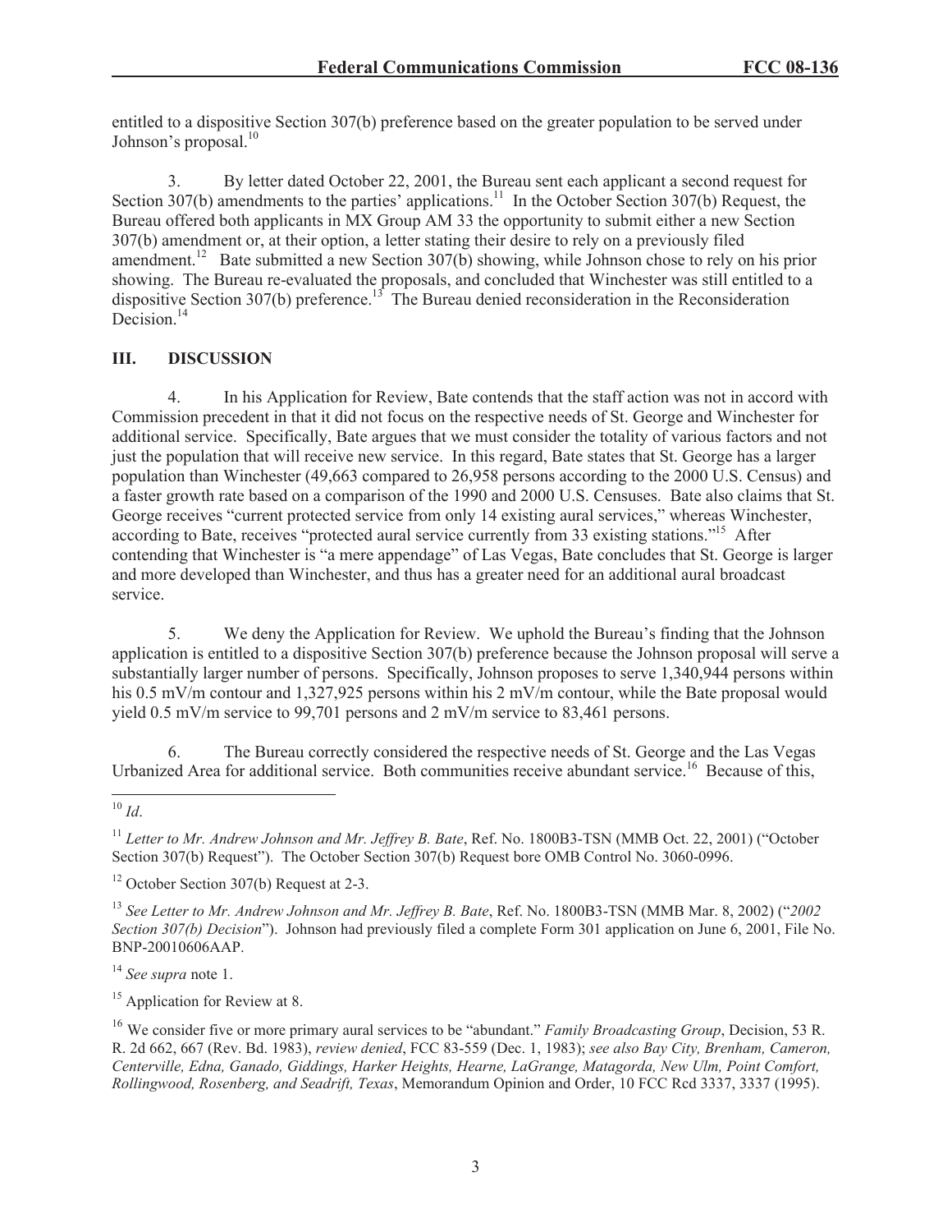entitled to a dispositive Section 307(b) preference based on the greater population to be served under Johnson's proposal.[10]

3. By letter dated October 22, 2001, the Bureau sent each applicant a second request for Section 307(b) amendments to the parties' applications.[11] In the October Section 307(b) Request, the Bureau offered both applicants in MX Group AM 33 the opportunity to submit either a new Section 307(b) amendment or, at their option, a letter stating their desire to rely on a previously filed amendment.[12] Bate submitted a new Section 307(b) showing, while Johnson chose to rely on his prior showing. The Bureau re-evaluated the proposals, and concluded that Winchester was still entitled to a dispositive Section 307(b) preference.[13] The Bureau denied reconsideration in the Reconsideration Decision.[14]

## III. DISCUSSION

4. In his Application for Review, Bate contends that the staff action was not in accord with Commission precedent in that it did not focus on the respective needs of St. George and Winchester for additional service. Specifically, Bate argues that we must consider the totality of various factors and not just the population that will receive new service. In this regard, Bate states that St. George has a larger population than Winchester (49,663 compared to 26,958 persons according to the 2000 U.S. Census) and a faster growth rate based on a comparison of the 1990 and 2000 U.S. Censuses. Bate also claims that St. George receives "current protected service from only 14 existing aural services," whereas Winchester, according to Bate, receives "protected aural service currently from 33 existing stations."[15] After contending that Winchester is "a mere appendage" of Las Vegas, Bate concludes that St. George is larger and more developed than Winchester, and thus has a greater need for an additional aural broadcast service.

5. We deny the Application for Review. We uphold the Bureau's finding that the Johnson application is entitled to a dispositive Section 307(b) preference because the Johnson proposal will serve a substantially larger number of persons. Specifically, Johnson proposes to serve 1,340,944 persons within his 0.5 mV/m contour and 1,327,925 persons within his 2 mV/m contour, while the Bate proposal would yield 0.5 mV/m service to 99,701 persons and 2 mV/m service to 83,461 persons.

6. The Bureau correctly considered the respective needs of St. George and the Las Vegas Urbanized Area for additional service. Both communities receive abundant service.[16] Because of this,

---

[10] *Id*.

[11] *Letter to Mr. Andrew Johnson and Mr. Jeffrey B. Bate*, Ref. No. 1800B3-TSN (MMB Oct. 22, 2001) ("October Section 307(b) Request"). The October Section 307(b) Request bore OMB Control No. 3060-0996.

[12] October Section 307(b) Request at 2-3.

[13] *See Letter to Mr. Andrew Johnson and Mr. Jeffrey B. Bate*, Ref. No. 1800B3-TSN (MMB Mar. 8, 2002) ("*2002 Section 307(b) Decision*"). Johnson had previously filed a complete Form 301 application on June 6, 2001, File No. BNP-20010606AAP.

[14] *See supra* note 1.

[15] Application for Review at 8.

[16] We consider five or more primary aural services to be "abundant." *Family Broadcasting Group*, Decision, 53 R. R. 2d 662, 667 (Rev. Bd. 1983), *review denied*, FCC 83-559 (Dec. 1, 1983); *see also Bay City, Brenham, Cameron, Centerville, Edna, Ganado, Giddings, Harker Heights, Hearne, LaGrange, Matagorda, New Ulm, Point Comfort, Rollingwood, Rosenberg, and Seadrift, Texas*, Memorandum Opinion and Order, 10 FCC Rcd 3337, 3337 (1995).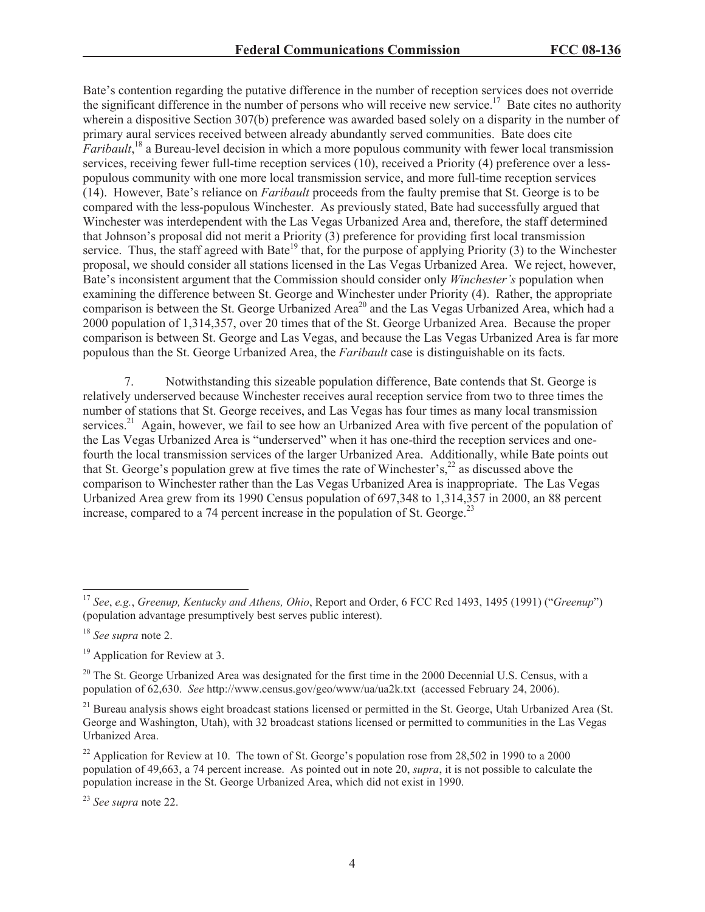Bate's contention regarding the putative difference in the number of reception services does not override the significant difference in the number of persons who will receive new service.[17] Bate cites no authority wherein a dispositive Section 307(b) preference was awarded based solely on a disparity in the number of primary aural services received between already abundantly served communities. Bate does cite *Faribault*,[18] a Bureau-level decision in which a more populous community with fewer local transmission services, receiving fewer full-time reception services (10), received a Priority (4) preference over a less-populous community with one more local transmission service, and more full-time reception services (14). However, Bate's reliance on *Faribault* proceeds from the faulty premise that St. George is to be compared with the less-populous Winchester. As previously stated, Bate had successfully argued that Winchester was interdependent with the Las Vegas Urbanized Area and, therefore, the staff determined that Johnson's proposal did not merit a Priority (3) preference for providing first local transmission service. Thus, the staff agreed with Bate[19] that, for the purpose of applying Priority (3) to the Winchester proposal, we should consider all stations licensed in the Las Vegas Urbanized Area. We reject, however, Bate's inconsistent argument that the Commission should consider only *Winchester's* population when examining the difference between St. George and Winchester under Priority (4). Rather, the appropriate comparison is between the St. George Urbanized Area[20] and the Las Vegas Urbanized Area, which had a 2000 population of 1,314,357, over 20 times that of the St. George Urbanized Area. Because the proper comparison is between St. George and Las Vegas, and because the Las Vegas Urbanized Area is far more populous than the St. George Urbanized Area, the *Faribault* case is distinguishable on its facts.

7. Notwithstanding this sizeable population difference, Bate contends that St. George is relatively underserved because Winchester receives aural reception service from two to three times the number of stations that St. George receives, and Las Vegas has four times as many local transmission services.[21] Again, however, we fail to see how an Urbanized Area with five percent of the population of the Las Vegas Urbanized Area is "underserved" when it has one-third the reception services and one-fourth the local transmission services of the larger Urbanized Area. Additionally, while Bate points out that St. George's population grew at five times the rate of Winchester's,[22] as discussed above the comparison to Winchester rather than the Las Vegas Urbanized Area is inappropriate. The Las Vegas Urbanized Area grew from its 1990 Census population of 697,348 to 1,314,357 in 2000, an 88 percent increase, compared to a 74 percent increase in the population of St. George.[23]

---

[17] *See*, *e.g.*, *Greenup, Kentucky and Athens, Ohio*, Report and Order, 6 FCC Rcd 1493, 1495 (1991) ("*Greenup*") (population advantage presumptively best serves public interest).

[18] *See supra* note 2.

[19] Application for Review at 3.

[20] The St. George Urbanized Area was designated for the first time in the 2000 Decennial U.S. Census, with a population of 62,630. *See* http://www.census.gov/geo/www/ua/ua2k.txt (accessed February 24, 2006).

[21] Bureau analysis shows eight broadcast stations licensed or permitted in the St. George, Utah Urbanized Area (St. George and Washington, Utah), with 32 broadcast stations licensed or permitted to communities in the Las Vegas Urbanized Area.

[22] Application for Review at 10. The town of St. George's population rose from 28,502 in 1990 to a 2000 population of 49,663, a 74 percent increase. As pointed out in note 20, *supra*, it is not possible to calculate the population increase in the St. George Urbanized Area, which did not exist in 1990.

[23] *See supra* note 22.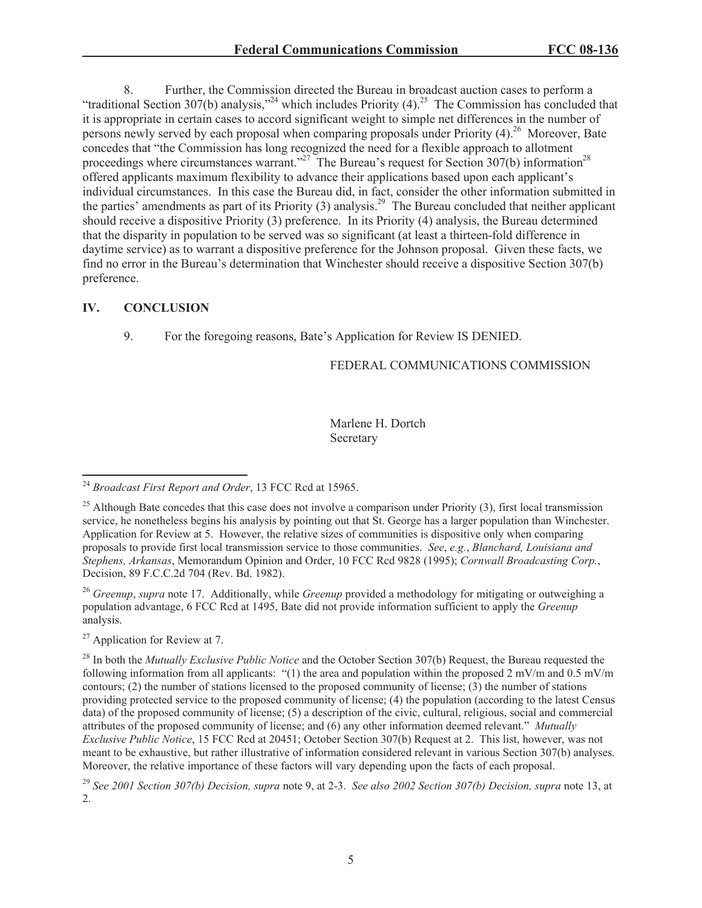8. Further, the Commission directed the Bureau in broadcast auction cases to perform a "traditional Section 307(b) analysis,"[24] which includes Priority (4).[25] The Commission has concluded that it is appropriate in certain cases to accord significant weight to simple net differences in the number of persons newly served by each proposal when comparing proposals under Priority (4).[26] Moreover, Bate concedes that "the Commission has long recognized the need for a flexible approach to allotment proceedings where circumstances warrant."[27] The Bureau's request for Section 307(b) information[28] offered applicants maximum flexibility to advance their applications based upon each applicant's individual circumstances. In this case the Bureau did, in fact, consider the other information submitted in the parties' amendments as part of its Priority (3) analysis.[29] The Bureau concluded that neither applicant should receive a dispositive Priority (3) preference. In its Priority (4) analysis, the Bureau determined that the disparity in population to be served was so significant (at least a thirteen-fold difference in daytime service) as to warrant a dispositive preference for the Johnson proposal. Given these facts, we find no error in the Bureau's determination that Winchester should receive a dispositive Section 307(b) preference.

## IV. CONCLUSION

9. For the foregoing reasons, Bate's Application for Review IS DENIED.

FEDERAL COMMUNICATIONS COMMISSION

Marlene H. Dortch
Secretary

---

[24] *Broadcast First Report and Order*, 13 FCC Rcd at 15965.

[25] Although Bate concedes that this case does not involve a comparison under Priority (3), first local transmission service, he nonetheless begins his analysis by pointing out that St. George has a larger population than Winchester. Application for Review at 5. However, the relative sizes of communities is dispositive only when comparing proposals to provide first local transmission service to those communities. *See*, *e.g.*, *Blanchard, Louisiana and Stephens, Arkansas*, Memorandum Opinion and Order, 10 FCC Rcd 9828 (1995); *Cornwall Broadcasting Corp.*, Decision, 89 F.C.C.2d 704 (Rev. Bd. 1982).

[26] *Greenup*, *supra* note 17. Additionally, while *Greenup* provided a methodology for mitigating or outweighing a population advantage, 6 FCC Rcd at 1495, Bate did not provide information sufficient to apply the *Greenup* analysis.

[27] Application for Review at 7.

[28] In both the *Mutually Exclusive Public Notice* and the October Section 307(b) Request, the Bureau requested the following information from all applicants: "(1) the area and population within the proposed 2 mV/m and 0.5 mV/m contours; (2) the number of stations licensed to the proposed community of license; (3) the number of stations providing protected service to the proposed community of license; (4) the population (according to the latest Census data) of the proposed community of license; (5) a description of the civic, cultural, religious, social and commercial attributes of the proposed community of license; and (6) any other information deemed relevant." *Mutually Exclusive Public Notice*, 15 FCC Rcd at 20451; October Section 307(b) Request at 2. This list, however, was not meant to be exhaustive, but rather illustrative of information considered relevant in various Section 307(b) analyses. Moreover, the relative importance of these factors will vary depending upon the facts of each proposal.

[29] *See 2001 Section 307(b) Decision, supra* note 9, at 2-3. *See also 2002 Section 307(b) Decision, supra* note 13, at 2.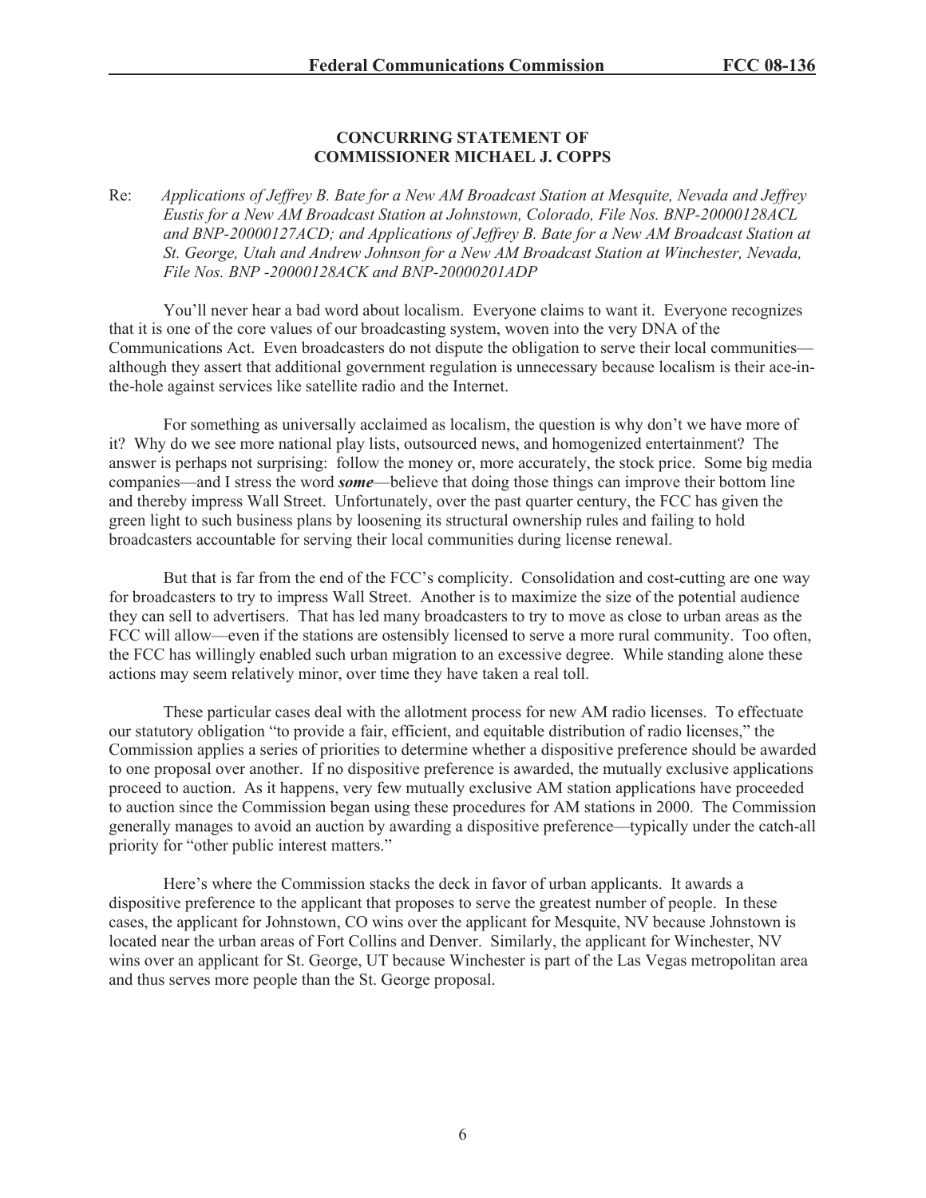**CONCURRING STATEMENT OF**
**COMMISSIONER MICHAEL J. COPPS**

Re: *Applications of Jeffrey B. Bate for a New AM Broadcast Station at Mesquite, Nevada and Jeffrey Eustis for a New AM Broadcast Station at Johnstown, Colorado, File Nos. BNP-20000128ACL and BNP-20000127ACD; and Applications of Jeffrey B. Bate for a New AM Broadcast Station at St. George, Utah and Andrew Johnson for a New AM Broadcast Station at Winchester, Nevada, File Nos. BNP -20000128ACK and BNP-20000201ADP*

You'll never hear a bad word about localism. Everyone claims to want it. Everyone recognizes that it is one of the core values of our broadcasting system, woven into the very DNA of the Communications Act. Even broadcasters do not dispute the obligation to serve their local communities—although they assert that additional government regulation is unnecessary because localism is their ace-in-the-hole against services like satellite radio and the Internet.

For something as universally acclaimed as localism, the question is why don't we have more of it? Why do we see more national play lists, outsourced news, and homogenized entertainment? The answer is perhaps not surprising: follow the money or, more accurately, the stock price. Some big media companies—and I stress the word ***some***—believe that doing those things can improve their bottom line and thereby impress Wall Street. Unfortunately, over the past quarter century, the FCC has given the green light to such business plans by loosening its structural ownership rules and failing to hold broadcasters accountable for serving their local communities during license renewal.

But that is far from the end of the FCC's complicity. Consolidation and cost-cutting are one way for broadcasters to try to impress Wall Street. Another is to maximize the size of the potential audience they can sell to advertisers. That has led many broadcasters to try to move as close to urban areas as the FCC will allow—even if the stations are ostensibly licensed to serve a more rural community. Too often, the FCC has willingly enabled such urban migration to an excessive degree. While standing alone these actions may seem relatively minor, over time they have taken a real toll.

These particular cases deal with the allotment process for new AM radio licenses. To effectuate our statutory obligation "to provide a fair, efficient, and equitable distribution of radio licenses," the Commission applies a series of priorities to determine whether a dispositive preference should be awarded to one proposal over another. If no dispositive preference is awarded, the mutually exclusive applications proceed to auction. As it happens, very few mutually exclusive AM station applications have proceeded to auction since the Commission began using these procedures for AM stations in 2000. The Commission generally manages to avoid an auction by awarding a dispositive preference—typically under the catch-all priority for "other public interest matters."

Here's where the Commission stacks the deck in favor of urban applicants. It awards a dispositive preference to the applicant that proposes to serve the greatest number of people. In these cases, the applicant for Johnstown, CO wins over the applicant for Mesquite, NV because Johnstown is located near the urban areas of Fort Collins and Denver. Similarly, the applicant for Winchester, NV wins over an applicant for St. George, UT because Winchester is part of the Las Vegas metropolitan area and thus serves more people than the St. George proposal.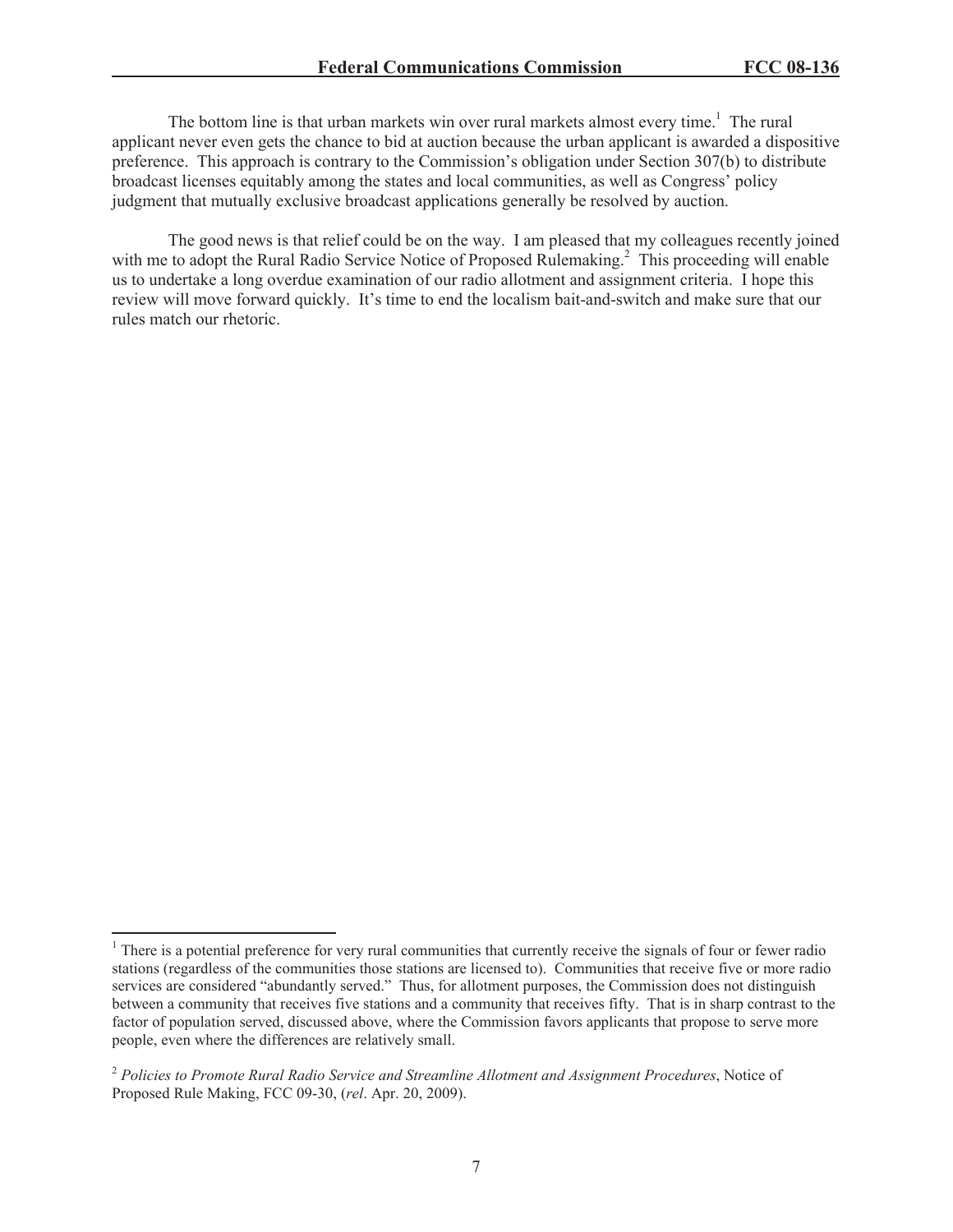The bottom line is that urban markets win over rural markets almost every time.[1] The rural applicant never even gets the chance to bid at auction because the urban applicant is awarded a dispositive preference. This approach is contrary to the Commission's obligation under Section 307(b) to distribute broadcast licenses equitably among the states and local communities, as well as Congress' policy judgment that mutually exclusive broadcast applications generally be resolved by auction.

The good news is that relief could be on the way. I am pleased that my colleagues recently joined with me to adopt the Rural Radio Service Notice of Proposed Rulemaking.[2] This proceeding will enable us to undertake a long overdue examination of our radio allotment and assignment criteria. I hope this review will move forward quickly. It's time to end the localism bait-and-switch and make sure that our rules match our rhetoric.

---

[1] There is a potential preference for very rural communities that currently receive the signals of four or fewer radio stations (regardless of the communities those stations are licensed to). Communities that receive five or more radio services are considered "abundantly served." Thus, for allotment purposes, the Commission does not distinguish between a community that receives five stations and a community that receives fifty. That is in sharp contrast to the factor of population served, discussed above, where the Commission favors applicants that propose to serve more people, even where the differences are relatively small.

[2] *Policies to Promote Rural Radio Service and Streamline Allotment and Assignment Procedures*, Notice of Proposed Rule Making, FCC 09-30, (*rel*. Apr. 20, 2009).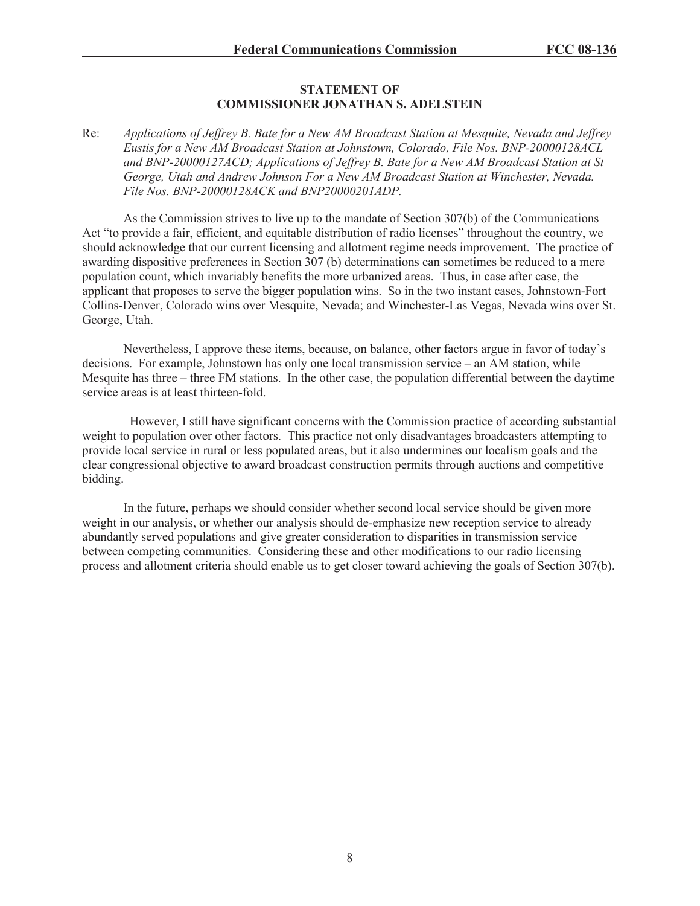**STATEMENT OF**
**COMMISSIONER JONATHAN S. ADELSTEIN**

Re: *Applications of Jeffrey B. Bate for a New AM Broadcast Station at Mesquite, Nevada and Jeffrey Eustis for a New AM Broadcast Station at Johnstown, Colorado, File Nos. BNP-20000128ACL and BNP-20000127ACD; Applications of Jeffrey B. Bate for a New AM Broadcast Station at St George, Utah and Andrew Johnson For a New AM Broadcast Station at Winchester, Nevada. File Nos. BNP-20000128ACK and BNP20000201ADP.*

As the Commission strives to live up to the mandate of Section 307(b) of the Communications Act "to provide a fair, efficient, and equitable distribution of radio licenses" throughout the country, we should acknowledge that our current licensing and allotment regime needs improvement. The practice of awarding dispositive preferences in Section 307 (b) determinations can sometimes be reduced to a mere population count, which invariably benefits the more urbanized areas. Thus, in case after case, the applicant that proposes to serve the bigger population wins. So in the two instant cases, Johnstown-Fort Collins-Denver, Colorado wins over Mesquite, Nevada; and Winchester-Las Vegas, Nevada wins over St. George, Utah.

Nevertheless, I approve these items, because, on balance, other factors argue in favor of today's decisions. For example, Johnstown has only one local transmission service – an AM station, while Mesquite has three – three FM stations. In the other case, the population differential between the daytime service areas is at least thirteen-fold.

However, I still have significant concerns with the Commission practice of according substantial weight to population over other factors. This practice not only disadvantages broadcasters attempting to provide local service in rural or less populated areas, but it also undermines our localism goals and the clear congressional objective to award broadcast construction permits through auctions and competitive bidding.

In the future, perhaps we should consider whether second local service should be given more weight in our analysis, or whether our analysis should de-emphasize new reception service to already abundantly served populations and give greater consideration to disparities in transmission service between competing communities. Considering these and other modifications to our radio licensing process and allotment criteria should enable us to get closer toward achieving the goals of Section 307(b).